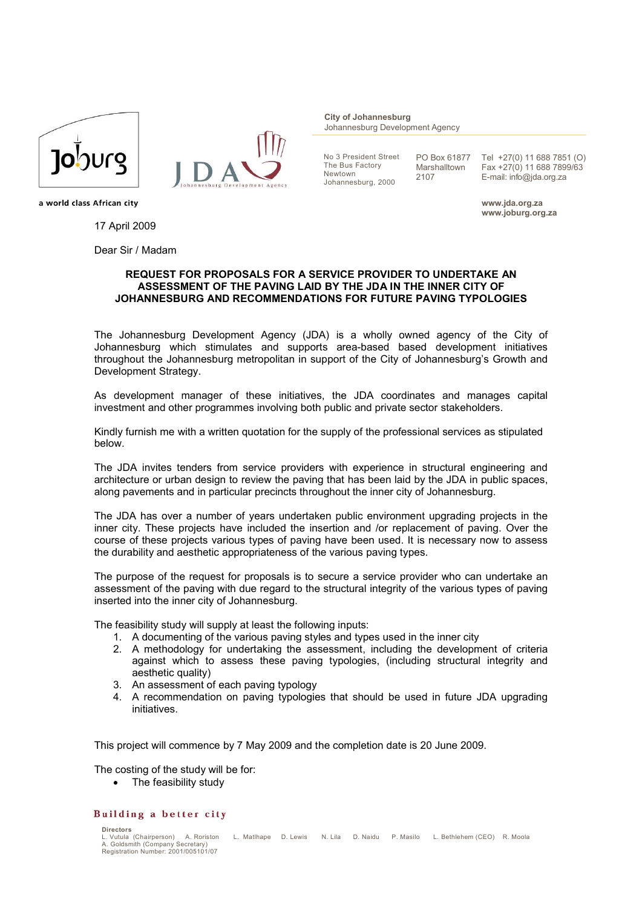**City of Johannesburg**
Johannesburg Development Agency

No 3 President Street
The Bus Factory
Newtown
Johannesburg, 2000

PO Box 61877
Marshalltown
2107

Tel +27(0) 11 688 7851 (O)
Fax +27(0) 11 688 7899/63
E-mail: info@jda.org.za

a world class African city

**www.jda.org.za**
**www.joburg.org.za**

17 April 2009

Dear Sir / Madam

**REQUEST FOR PROPOSALS FOR A SERVICE PROVIDER TO UNDERTAKE AN ASSESSMENT OF THE PAVING LAID BY THE JDA IN THE INNER CITY OF JOHANNESBURG AND RECOMMENDATIONS FOR FUTURE PAVING TYPOLOGIES**

The Johannesburg Development Agency (JDA) is a wholly owned agency of the City of Johannesburg which stimulates and supports area-based based development initiatives throughout the Johannesburg metropolitan in support of the City of Johannesburg's Growth and Development Strategy.

As development manager of these initiatives, the JDA coordinates and manages capital investment and other programmes involving both public and private sector stakeholders.

Kindly furnish me with a written quotation for the supply of the professional services as stipulated below.

The JDA invites tenders from service providers with experience in structural engineering and architecture or urban design to review the paving that has been laid by the JDA in public spaces, along pavements and in particular precincts throughout the inner city of Johannesburg.

The JDA has over a number of years undertaken public environment upgrading projects in the inner city. These projects have included the insertion and /or replacement of paving. Over the course of these projects various types of paving have been used. It is necessary now to assess the durability and aesthetic appropriateness of the various paving types.

The purpose of the request for proposals is to secure a service provider who can undertake an assessment of the paving with due regard to the structural integrity of the various types of paving inserted into the inner city of Johannesburg.

The feasibility study will supply at least the following inputs:

1. A documenting of the various paving styles and types used in the inner city
2. A methodology for undertaking the assessment, including the development of criteria against which to assess these paving typologies, (including structural integrity and aesthetic quality)
3. An assessment of each paving typology
4. A recommendation on paving typologies that should be used in future JDA upgrading initiatives.

This project will commence by 7 May 2009 and the completion date is 20 June 2009.

The costing of the study will be for:

- The feasibility study

**Building a better city**

**Directors**
L. Vutula (Chairperson) A. Roriston L. Matlhape D. Lewis N. Lila D. Naidu P. Masilo L. Bethlehem (CEO) R. Moola
A. Goldsmith (Company Secretary)
Registration Number: 2001/005101/07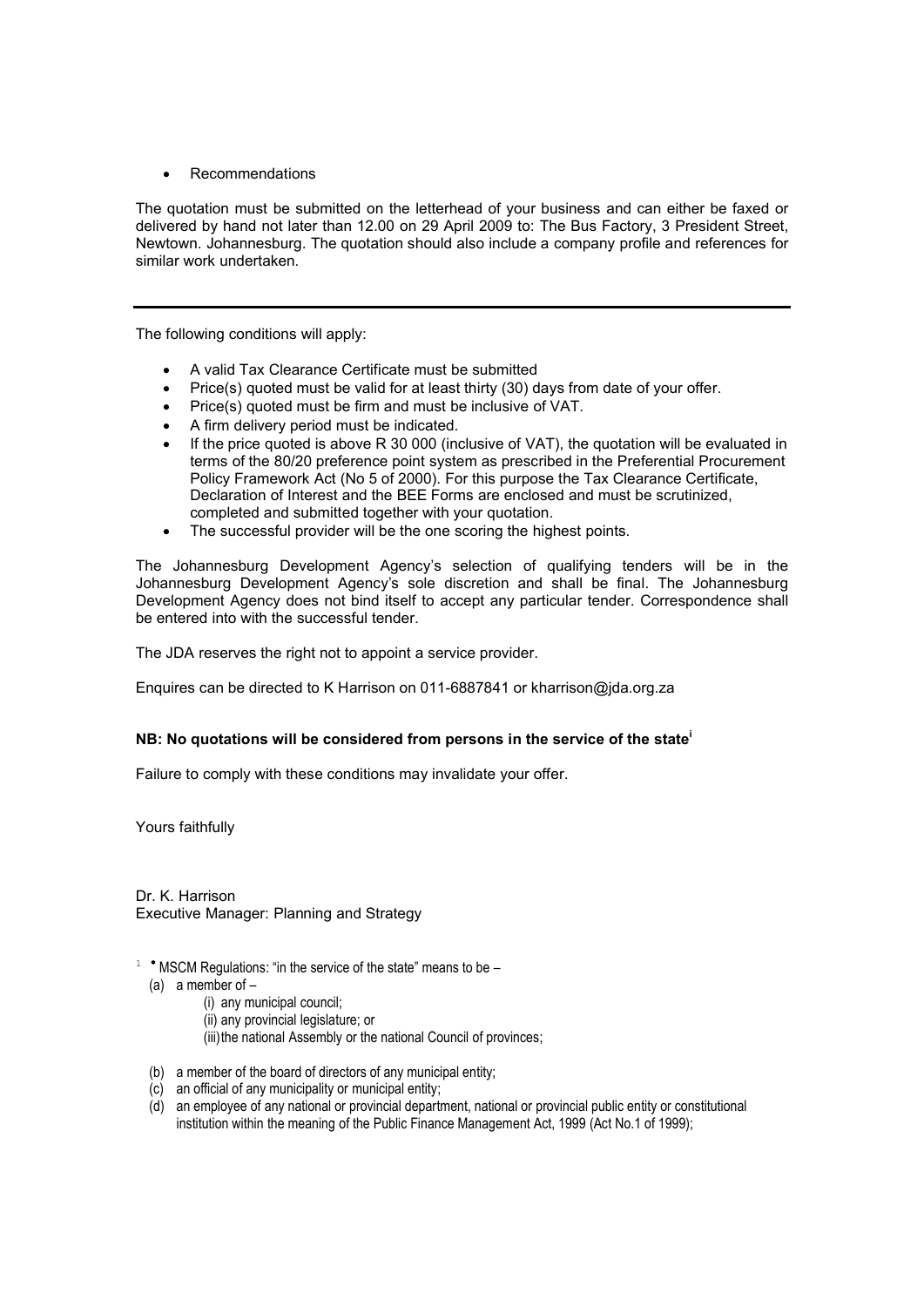- Recommendations

The quotation must be submitted on the letterhead of your business and can either be faxed or delivered by hand not later than 12.00 on 29 April 2009 to: The Bus Factory, 3 President Street, Newtown. Johannesburg. The quotation should also include a company profile and references for similar work undertaken.

---

The following conditions will apply:

- A valid Tax Clearance Certificate must be submitted
- Price(s) quoted must be valid for at least thirty (30) days from date of your offer.
- Price(s) quoted must be firm and must be inclusive of VAT.
- A firm delivery period must be indicated.
- If the price quoted is above R 30 000 (inclusive of VAT), the quotation will be evaluated in terms of the 80/20 preference point system as prescribed in the Preferential Procurement Policy Framework Act (No 5 of 2000). For this purpose the Tax Clearance Certificate, Declaration of Interest and the BEE Forms are enclosed and must be scrutinized, completed and submitted together with your quotation.
- The successful provider will be the one scoring the highest points.

The Johannesburg Development Agency's selection of qualifying tenders will be in the Johannesburg Development Agency's sole discretion and shall be final. The Johannesburg Development Agency does not bind itself to accept any particular tender. Correspondence shall be entered into with the successful tender.

The JDA reserves the right not to appoint a service provider.

Enquires can be directed to K Harrison on 011-6887841 or kharrison@jda.org.za

**NB: No quotations will be considered from persons in the service of the state[i]**

Failure to comply with these conditions may invalidate your offer.

Yours faithfully

Dr. K. Harrison
Executive Manager: Planning and Strategy

[i] • MSCM Regulations: "in the service of the state" means to be –

(a) a member of –
   (i) any municipal council;
   (ii) any provincial legislature; or
   (iii) the national Assembly or the national Council of provinces;

(b) a member of the board of directors of any municipal entity;
(c) an official of any municipality or municipal entity;
(d) an employee of any national or provincial department, national or provincial public entity or constitutional institution within the meaning of the Public Finance Management Act, 1999 (Act No.1 of 1999);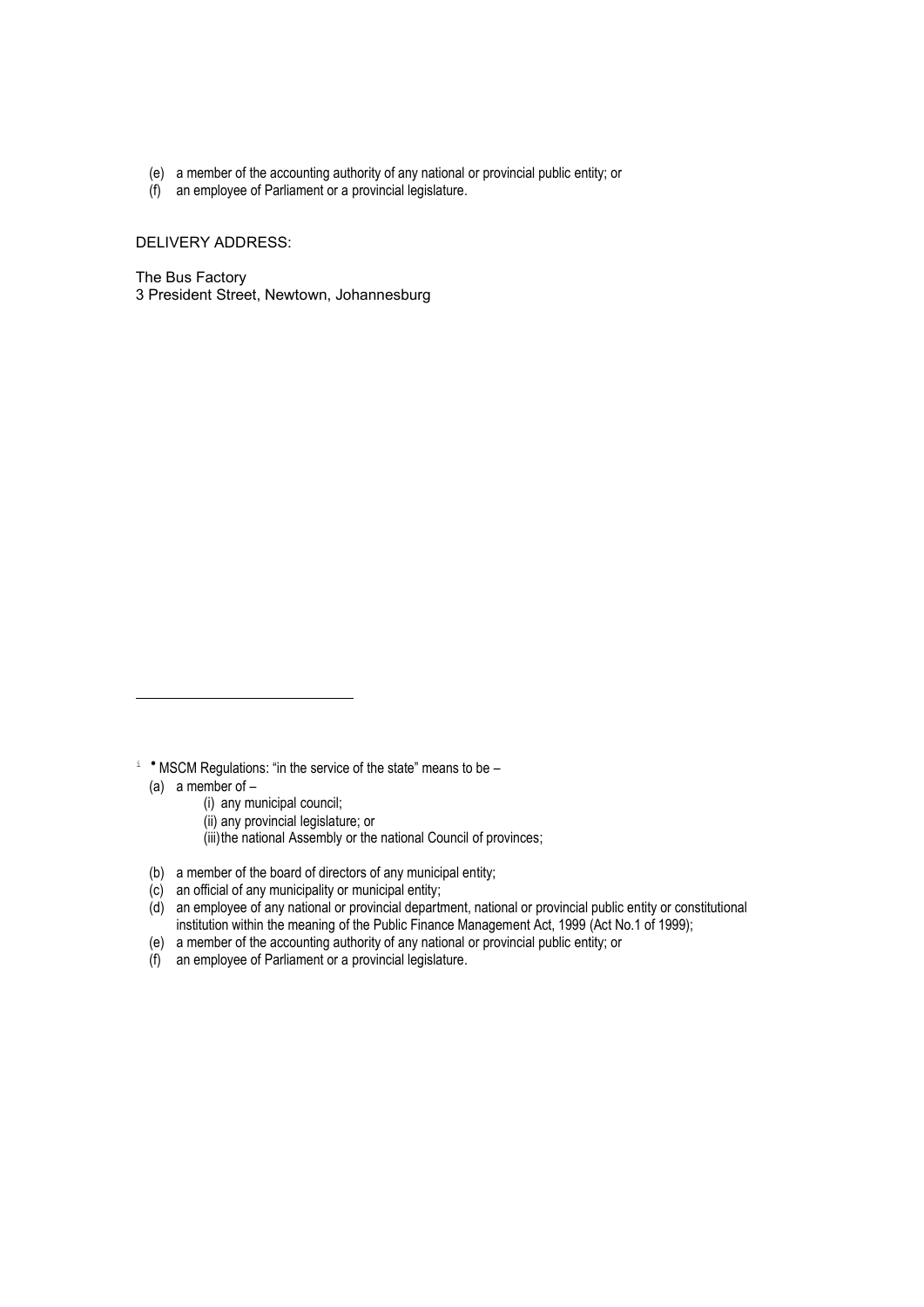(e) a member of the accounting authority of any national or provincial public entity; or
(f) an employee of Parliament or a provincial legislature.

DELIVERY ADDRESS:

The Bus Factory
3 President Street, Newtown, Johannesburg

---

[i] • MSCM Regulations: "in the service of the state" means to be –

(a) a member of –
  (i) any municipal council;
  (ii) any provincial legislature; or
  (iii) the national Assembly or the national Council of provinces;

(b) a member of the board of directors of any municipal entity;
(c) an official of any municipality or municipal entity;
(d) an employee of any national or provincial department, national or provincial public entity or constitutional institution within the meaning of the Public Finance Management Act, 1999 (Act No.1 of 1999);
(e) a member of the accounting authority of any national or provincial public entity; or
(f) an employee of Parliament or a provincial legislature.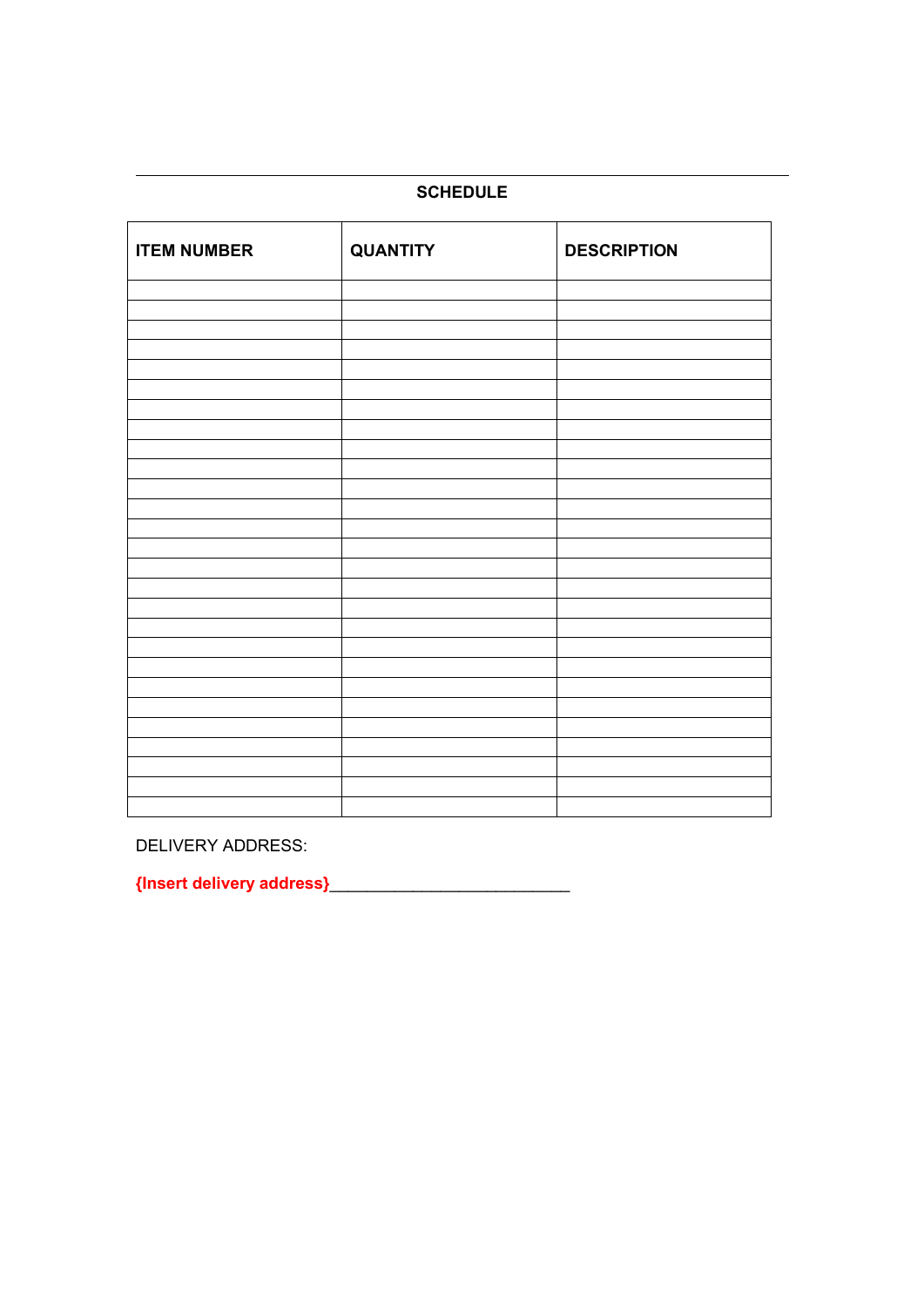---

**SCHEDULE**

| ITEM NUMBER | QUANTITY | DESCRIPTION |
|---|---|---|
| | | |
| | | |
| | | |
| | | |
| | | |
| | | |
| | | |
| | | |
| | | |
| | | |
| | | |
| | | |
| | | |
| | | |
| | | |
| | | |
| | | |
| | | |
| | | |
| | | |
| | | |
| | | |
| | | |
| | | |
| | | |
| | | |
| | | |

DELIVERY ADDRESS:

**{Insert delivery address}**__________________________